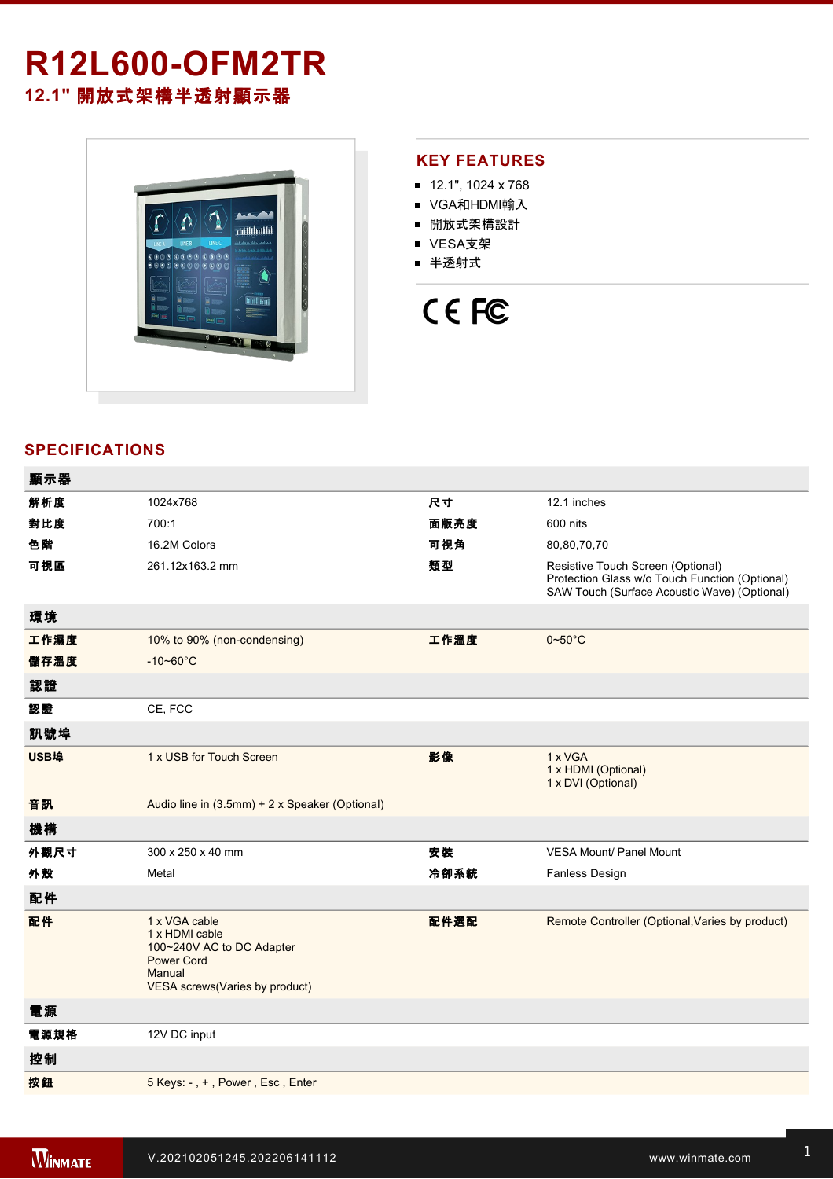# R12L600-OFM2TR

## 12.1" 開放式架構半透射顯示器

## KEY FEATURES

- 12.1", 1024 x 768
- VGA和HDMI輸入
- 開放式架構設計
- VESA支架
- 半透射式

## SPECIFICATIONS

| 顯示器 | | | |
|---|---|---|---|
| 解析度 | 1024x768 | 尺寸 | 12.1 inches |
| 對比度 | 700:1 | 面版亮度 | 600 nits |
| 色階 | 16.2M Colors | 可視角 | 80,80,70,70 |
| 可視區 | 261.12x163.2 mm | 類型 | Resistive Touch Screen (Optional)<br>Protection Glass w/o Touch Function (Optional)<br>SAW Touch (Surface Acoustic Wave) (Optional) |
| **環境** | | | |
| 工作濕度 | 10% to 90% (non-condensing) | 工作溫度 | 0~50°C |
| 儲存溫度 | -10~60°C | | |
| **認證** | | | |
| 認證 | CE, FCC | | |
| **訊號埠** | | | |
| USB埠 | 1 x USB for Touch Screen | 影像 | 1 x VGA<br>1 x HDMI (Optional)<br>1 x DVI (Optional) |
| 音訊 | Audio line in (3.5mm) + 2 x Speaker (Optional) | | |
| **機構** | | | |
| 外觀尺寸 | 300 x 250 x 40 mm | 安裝 | VESA Mount/ Panel Mount |
| 外殼 | Metal | 冷卻系統 | Fanless Design |
| **配件** | | | |
| 配件 | 1 x VGA cable<br>1 x HDMI cable<br>100~240V AC to DC Adapter<br>Power Cord<br>Manual<br>VESA screws(Varies by product) | 配件選配 | Remote Controller (Optional,Varies by product) |
| **電源** | | | |
| 電源規格 | 12V DC input | | |
| **控制** | | | |
| 按鈕 | 5 Keys: - , + , Power , Esc , Enter | | |

V.202102051245.202206141112

www.winmate.com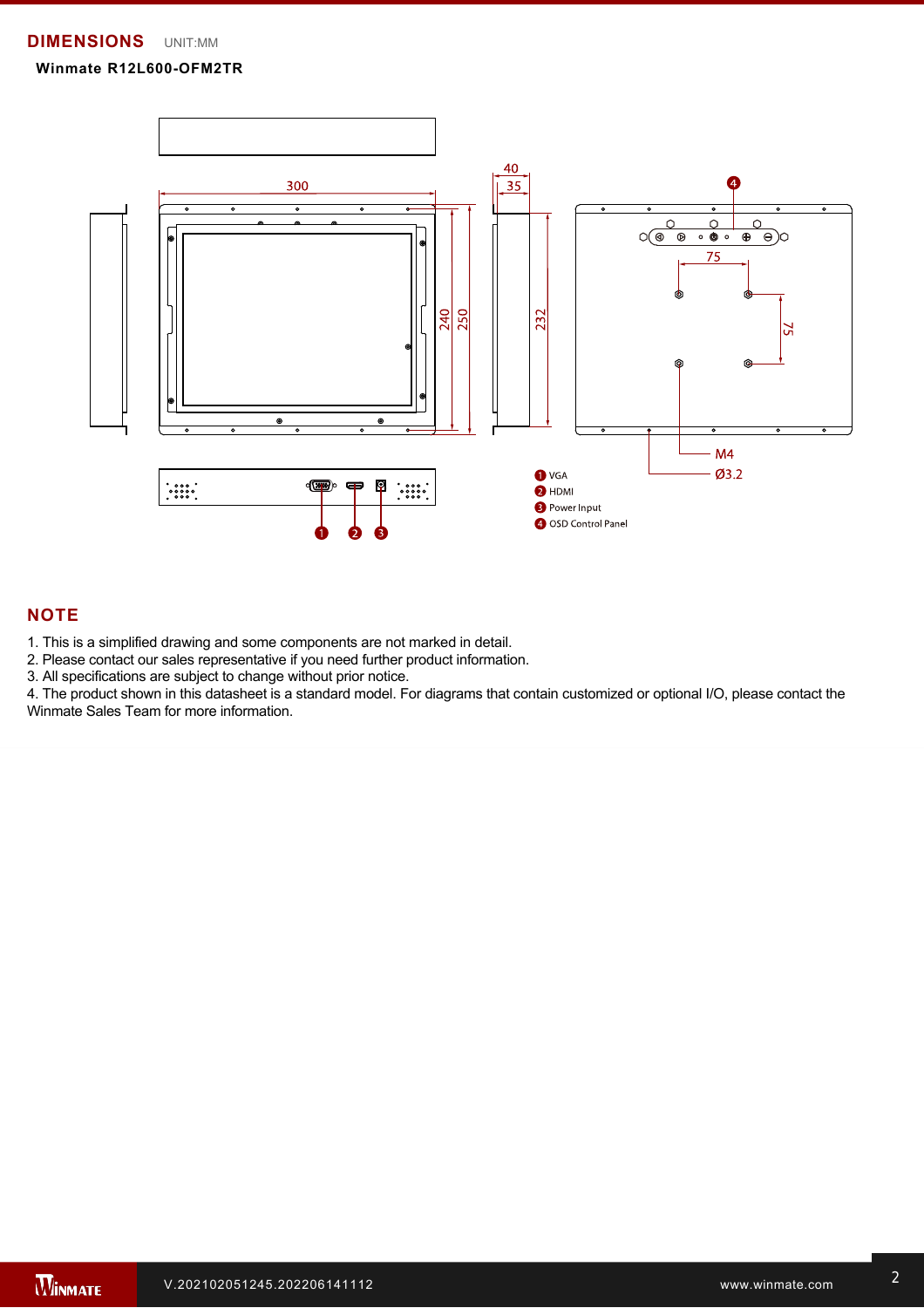## DIMENSIONS UNIT:MM

**Winmate R12L600-OFM2TR**

300

40

35

240

250

232

75

75

M4

Ø3.2

1 VGA
2 HDMI
3 Power Input
4 OSD Control Panel

## NOTE

1. This is a simplified drawing and some components are not marked in detail.
2. Please contact our sales representative if you need further product information.
3. All specifications are subject to change without prior notice.
4. The product shown in this datasheet is a standard model. For diagrams that contain customized or optional I/O, please contact the Winmate Sales Team for more information.